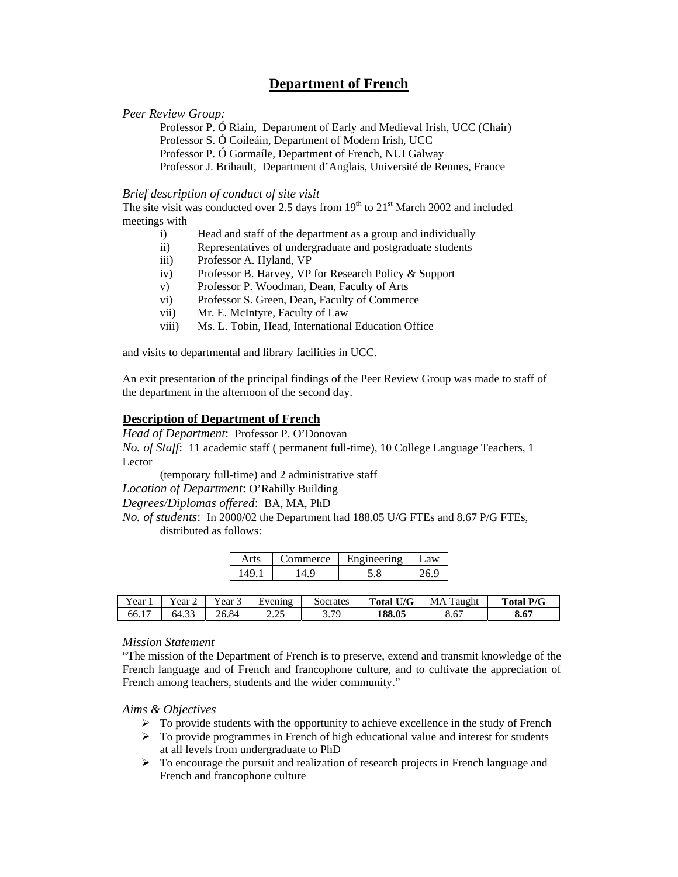# Department of French

*Peer Review Group:*

Professor P. Ó Riain, Department of Early and Medieval Irish, UCC (Chair)
Professor S. Ó Coileáin, Department of Modern Irish, UCC
Professor P. Ó Gormaíle, Department of French, NUI Galway
Professor J. Brihault, Department d'Anglais, Université de Rennes, France

*Brief description of conduct of site visit*

The site visit was conducted over 2.5 days from 19th to 21st March 2002 and included meetings with

- i) Head and staff of the department as a group and individually
- ii) Representatives of undergraduate and postgraduate students
- iii) Professor A. Hyland, VP
- iv) Professor B. Harvey, VP for Research Policy & Support
- v) Professor P. Woodman, Dean, Faculty of Arts
- vi) Professor S. Green, Dean, Faculty of Commerce
- vii) Mr. E. McIntyre, Faculty of Law
- viii) Ms. L. Tobin, Head, International Education Office

and visits to departmental and library facilities in UCC.

An exit presentation of the principal findings of the Peer Review Group was made to staff of the department in the afternoon of the second day.

## Description of Department of French

*Head of Department*: Professor P. O'Donovan

*No. of Staff*: 11 academic staff ( permanent full-time), 10 College Language Teachers, 1 Lector (temporary full-time) and 2 administrative staff

*Location of Department*: O'Rahilly Building

*Degrees/Diplomas offered*: BA, MA, PhD

*No. of students*: In 2000/02 the Department had 188.05 U/G FTEs and 8.67 P/G FTEs, distributed as follows:

| Arts | Commerce | Engineering | Law |
|---|---|---|---|
| 149.1 | 14.9 | 5.8 | 26.9 |

| Year 1 | Year 2 | Year 3 | Evening | Socrates | **Total U/G** | MA Taught | **Total P/G** |
|---|---|---|---|---|---|---|---|
| 66.17 | 64.33 | 26.84 | 2.25 | 3.79 | **188.05** | 8.67 | **8.67** |

*Mission Statement*

"The mission of the Department of French is to preserve, extend and transmit knowledge of the French language and of French and francophone culture, and to cultivate the appreciation of French among teachers, students and the wider community."

*Aims & Objectives*

- To provide students with the opportunity to achieve excellence in the study of French
- To provide programmes in French of high educational value and interest for students at all levels from undergraduate to PhD
- To encourage the pursuit and realization of research projects in French language and French and francophone culture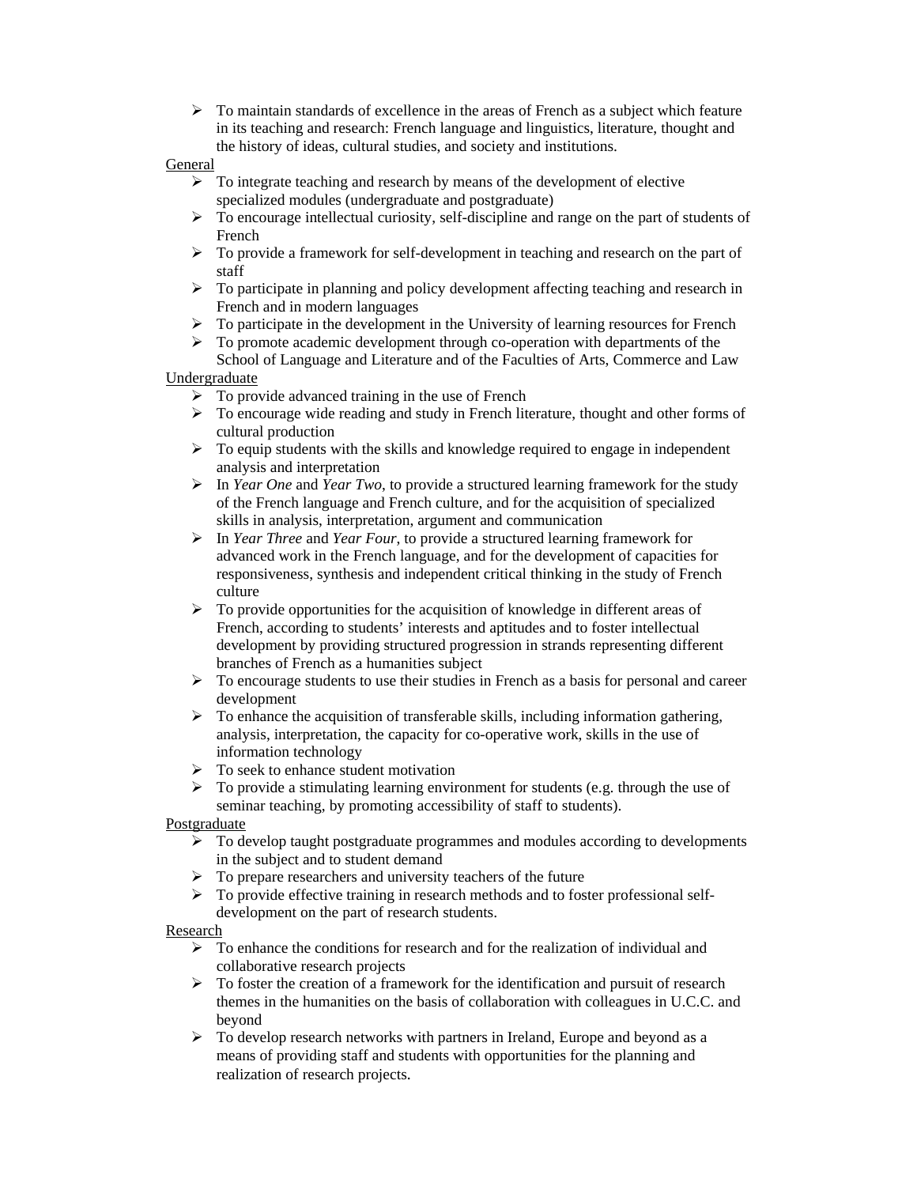- To maintain standards of excellence in the areas of French as a subject which feature in its teaching and research: French language and linguistics, literature, thought and the history of ideas, cultural studies, and society and institutions.

General

- To integrate teaching and research by means of the development of elective specialized modules (undergraduate and postgraduate)
- To encourage intellectual curiosity, self-discipline and range on the part of students of French
- To provide a framework for self-development in teaching and research on the part of staff
- To participate in planning and policy development affecting teaching and research in French and in modern languages
- To participate in the development in the University of learning resources for French
- To promote academic development through co-operation with departments of the School of Language and Literature and of the Faculties of Arts, Commerce and Law

Undergraduate

- To provide advanced training in the use of French
- To encourage wide reading and study in French literature, thought and other forms of cultural production
- To equip students with the skills and knowledge required to engage in independent analysis and interpretation
- In *Year One* and *Year Two*, to provide a structured learning framework for the study of the French language and French culture, and for the acquisition of specialized skills in analysis, interpretation, argument and communication
- In *Year Three* and *Year Four*, to provide a structured learning framework for advanced work in the French language, and for the development of capacities for responsiveness, synthesis and independent critical thinking in the study of French culture
- To provide opportunities for the acquisition of knowledge in different areas of French, according to students' interests and aptitudes and to foster intellectual development by providing structured progression in strands representing different branches of French as a humanities subject
- To encourage students to use their studies in French as a basis for personal and career development
- To enhance the acquisition of transferable skills, including information gathering, analysis, interpretation, the capacity for co-operative work, skills in the use of information technology
- To seek to enhance student motivation
- To provide a stimulating learning environment for students (e.g. through the use of seminar teaching, by promoting accessibility of staff to students).

Postgraduate

- To develop taught postgraduate programmes and modules according to developments in the subject and to student demand
- To prepare researchers and university teachers of the future
- To provide effective training in research methods and to foster professional self-development on the part of research students.

Research

- To enhance the conditions for research and for the realization of individual and collaborative research projects
- To foster the creation of a framework for the identification and pursuit of research themes in the humanities on the basis of collaboration with colleagues in U.C.C. and beyond
- To develop research networks with partners in Ireland, Europe and beyond as a means of providing staff and students with opportunities for the planning and realization of research projects.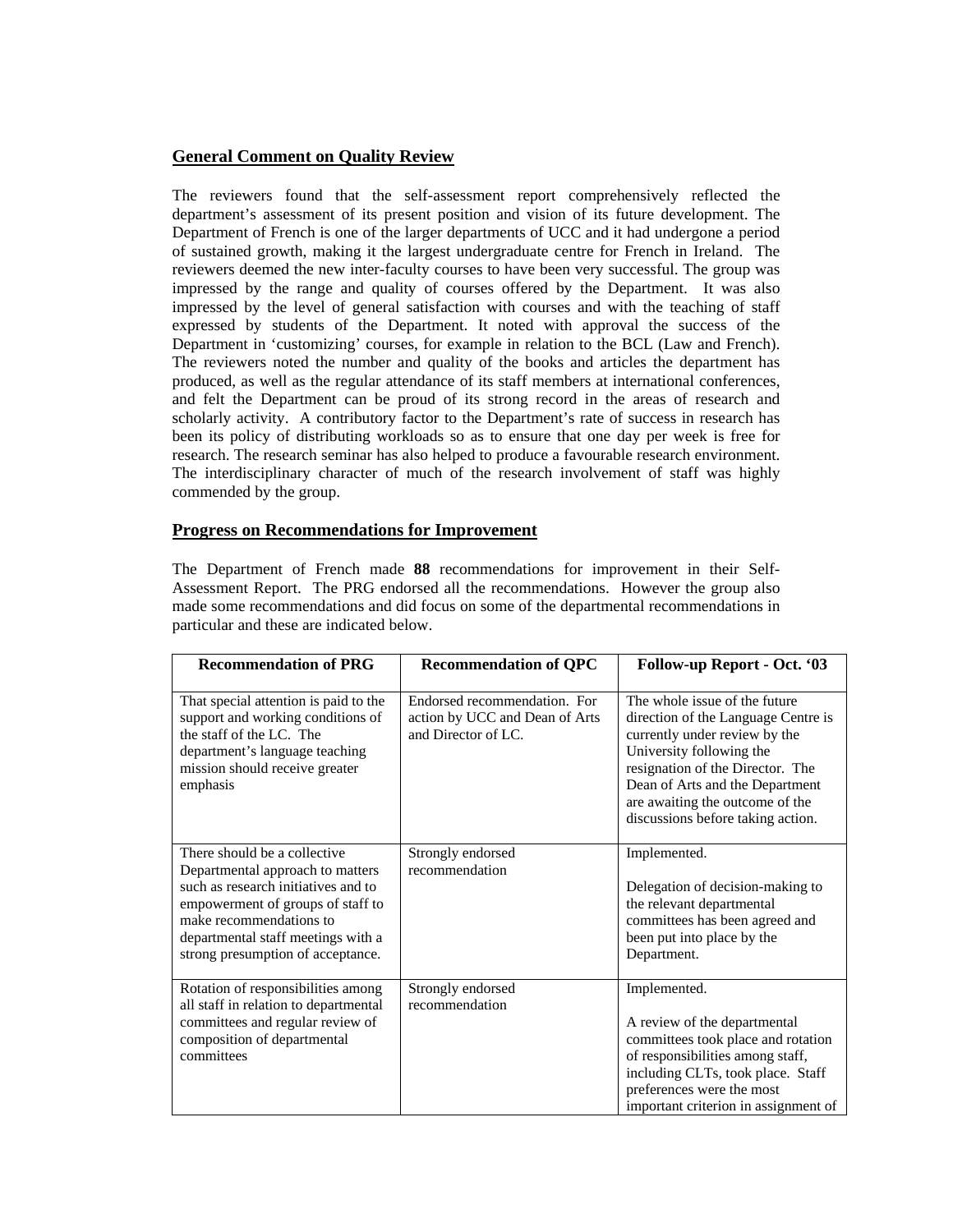## General Comment on Quality Review

The reviewers found that the self-assessment report comprehensively reflected the department's assessment of its present position and vision of its future development. The Department of French is one of the larger departments of UCC and it had undergone a period of sustained growth, making it the largest undergraduate centre for French in Ireland. The reviewers deemed the new inter-faculty courses to have been very successful. The group was impressed by the range and quality of courses offered by the Department. It was also impressed by the level of general satisfaction with courses and with the teaching of staff expressed by students of the Department. It noted with approval the success of the Department in 'customizing' courses, for example in relation to the BCL (Law and French). The reviewers noted the number and quality of the books and articles the department has produced, as well as the regular attendance of its staff members at international conferences, and felt the Department can be proud of its strong record in the areas of research and scholarly activity. A contributory factor to the Department's rate of success in research has been its policy of distributing workloads so as to ensure that one day per week is free for research. The research seminar has also helped to produce a favourable research environment. The interdisciplinary character of much of the research involvement of staff was highly commended by the group.

## Progress on Recommendations for Improvement

The Department of French made **88** recommendations for improvement in their Self-Assessment Report. The PRG endorsed all the recommendations. However the group also made some recommendations and did focus on some of the departmental recommendations in particular and these are indicated below.

| Recommendation of PRG | Recommendation of QPC | Follow-up Report - Oct. '03 |
|---|---|---|
| That special attention is paid to the support and working conditions of the staff of the LC. The department's language teaching mission should receive greater emphasis | Endorsed recommendation. For action by UCC and Dean of Arts and Director of LC. | The whole issue of the future direction of the Language Centre is currently under review by the University following the resignation of the Director. The Dean of Arts and the Department are awaiting the outcome of the discussions before taking action. |
| There should be a collective Departmental approach to matters such as research initiatives and to empowerment of groups of staff to make recommendations to departmental staff meetings with a strong presumption of acceptance. | Strongly endorsed recommendation | Implemented.<br><br>Delegation of decision-making to the relevant departmental committees has been agreed and been put into place by the Department. |
| Rotation of responsibilities among all staff in relation to departmental committees and regular review of composition of departmental committees | Strongly endorsed recommendation | Implemented.<br><br>A review of the departmental committees took place and rotation of responsibilities among staff, including CLTs, took place. Staff preferences were the most important criterion in assignment of |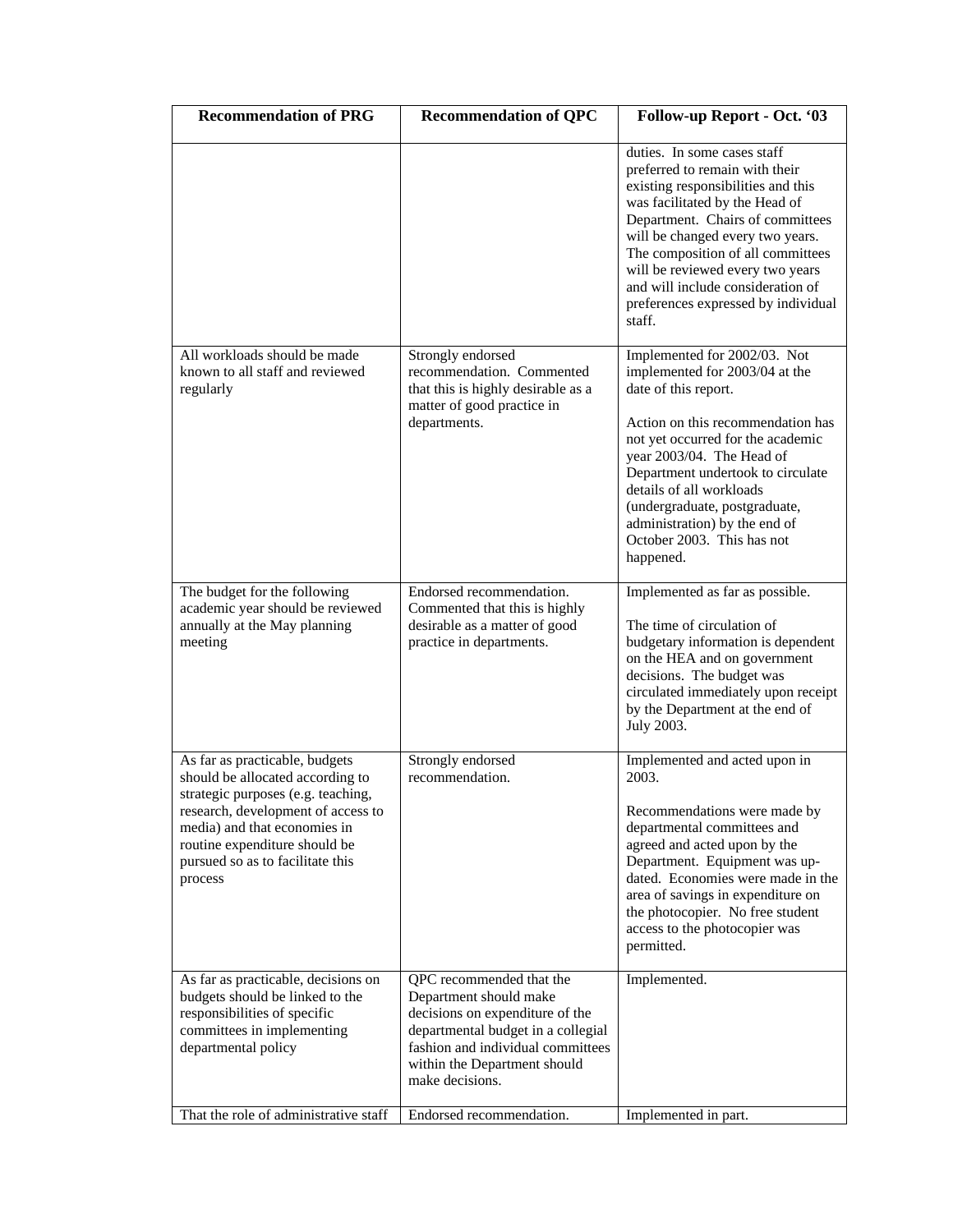| Recommendation of PRG | Recommendation of QPC | Follow-up Report - Oct. '03 |
|---|---|---|
| | | duties. In some cases staff preferred to remain with their existing responsibilities and this was facilitated by the Head of Department. Chairs of committees will be changed every two years. The composition of all committees will be reviewed every two years and will include consideration of preferences expressed by individual staff. |
| All workloads should be made known to all staff and reviewed regularly | Strongly endorsed recommendation. Commented that this is highly desirable as a matter of good practice in departments. | Implemented for 2002/03. Not implemented for 2003/04 at the date of this report.<br><br>Action on this recommendation has not yet occurred for the academic year 2003/04. The Head of Department undertook to circulate details of all workloads (undergraduate, postgraduate, administration) by the end of October 2003. This has not happened. |
| The budget for the following academic year should be reviewed annually at the May planning meeting | Endorsed recommendation. Commented that this is highly desirable as a matter of good practice in departments. | Implemented as far as possible.<br><br>The time of circulation of budgetary information is dependent on the HEA and on government decisions. The budget was circulated immediately upon receipt by the Department at the end of July 2003. |
| As far as practicable, budgets should be allocated according to strategic purposes (e.g. teaching, research, development of access to media) and that economies in routine expenditure should be pursued so as to facilitate this process | Strongly endorsed recommendation. | Implemented and acted upon in 2003.<br><br>Recommendations were made by departmental committees and agreed and acted upon by the Department. Equipment was up-dated. Economies were made in the area of savings in expenditure on the photocopier. No free student access to the photocopier was permitted. |
| As far as practicable, decisions on budgets should be linked to the responsibilities of specific committees in implementing departmental policy | QPC recommended that the Department should make decisions on expenditure of the departmental budget in a collegial fashion and individual committees within the Department should make decisions. | Implemented. |
| That the role of administrative staff | Endorsed recommendation. | Implemented in part. |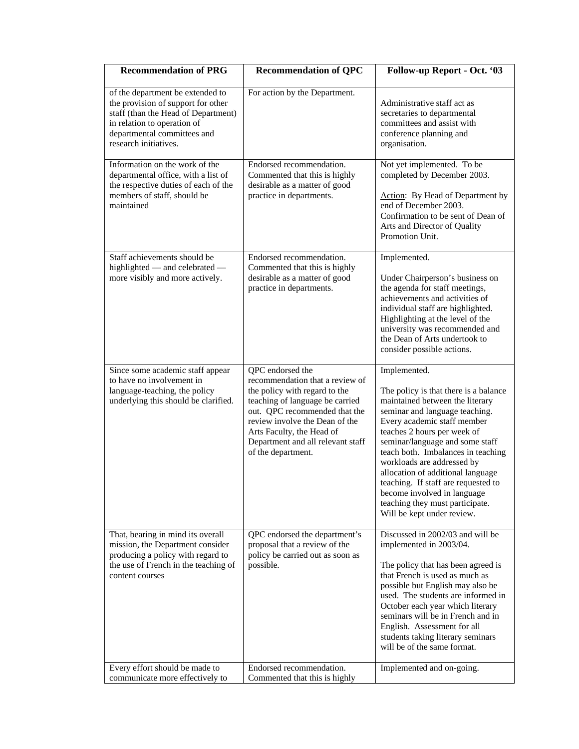| Recommendation of PRG | Recommendation of QPC | Follow-up Report - Oct. '03 |
|---|---|---|
| of the department be extended to the provision of support for other staff (than the Head of Department) in relation to operation of departmental committees and research initiatives. | For action by the Department. | Administrative staff act as secretaries to departmental committees and assist with conference planning and organisation. |
| Information on the work of the departmental office, with a list of the respective duties of each of the members of staff, should be maintained | Endorsed recommendation. Commented that this is highly desirable as a matter of good practice in departments. | Not yet implemented. To be completed by December 2003.<br><br>Action: By Head of Department by end of December 2003. Confirmation to be sent of Dean of Arts and Director of Quality Promotion Unit. |
| Staff achievements should be highlighted — and celebrated — more visibly and more actively. | Endorsed recommendation. Commented that this is highly desirable as a matter of good practice in departments. | Implemented.<br><br>Under Chairperson's business on the agenda for staff meetings, achievements and activities of individual staff are highlighted. Highlighting at the level of the university was recommended and the Dean of Arts undertook to consider possible actions. |
| Since some academic staff appear to have no involvement in language-teaching, the policy underlying this should be clarified. | QPC endorsed the recommendation that a review of the policy with regard to the teaching of language be carried out. QPC recommended that the review involve the Dean of the Arts Faculty, the Head of Department and all relevant staff of the department. | Implemented.<br><br>The policy is that there is a balance maintained between the literary seminar and language teaching. Every academic staff member teaches 2 hours per week of seminar/language and some staff teach both. Imbalances in teaching workloads are addressed by allocation of additional language teaching. If staff are requested to become involved in language teaching they must participate. Will be kept under review. |
| That, bearing in mind its overall mission, the Department consider producing a policy with regard to the use of French in the teaching of content courses | QPC endorsed the department's proposal that a review of the policy be carried out as soon as possible. | Discussed in 2002/03 and will be implemented in 2003/04.<br><br>The policy that has been agreed is that French is used as much as possible but English may also be used. The students are informed in October each year which literary seminars will be in French and in English. Assessment for all students taking literary seminars will be of the same format. |
| Every effort should be made to communicate more effectively to | Endorsed recommendation. Commented that this is highly | Implemented and on-going. |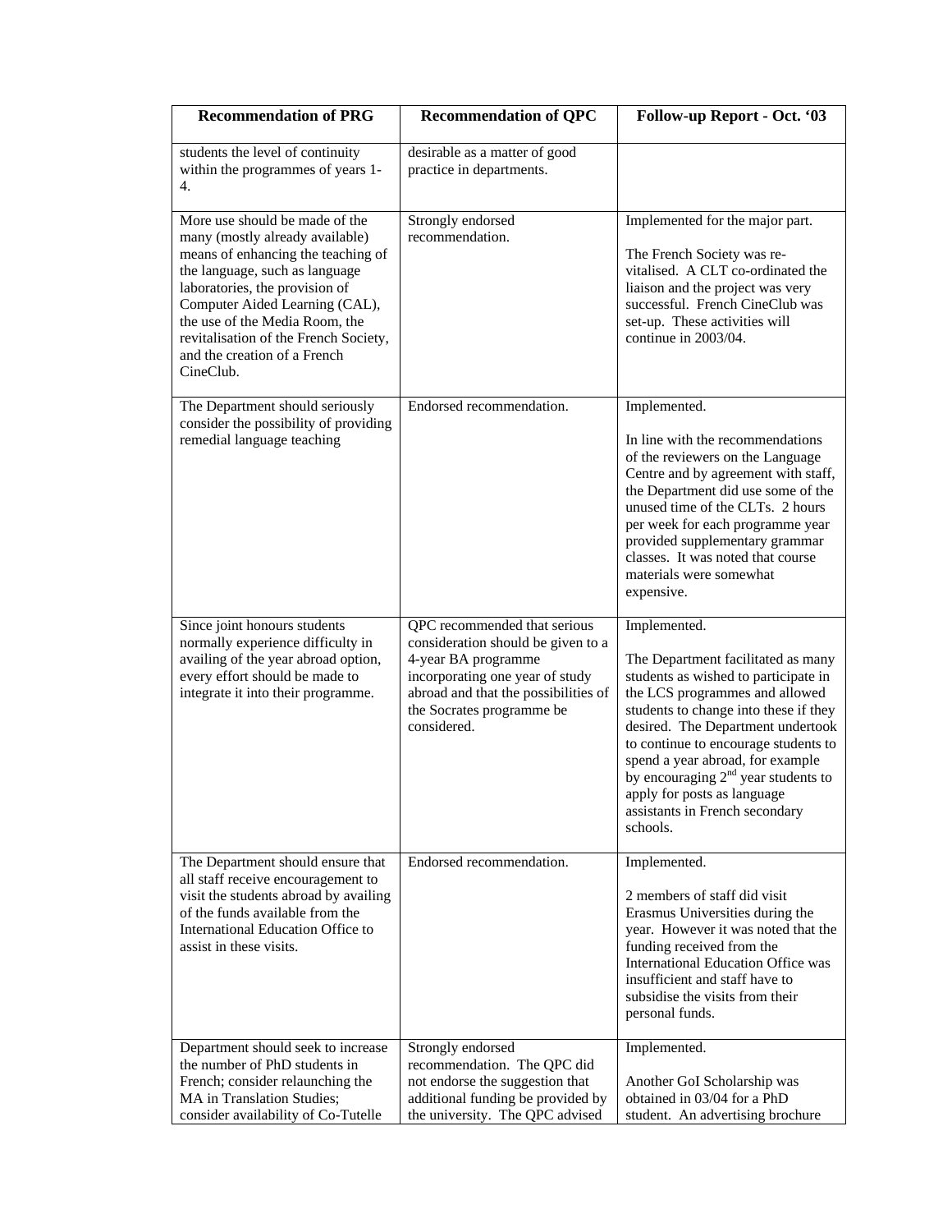| Recommendation of PRG | Recommendation of QPC | Follow-up Report - Oct. '03 |
|---|---|---|
| students the level of continuity within the programmes of years 1-4. | desirable as a matter of good practice in departments. | |
| More use should be made of the many (mostly already available) means of enhancing the teaching of the language, such as language laboratories, the provision of Computer Aided Learning (CAL), the use of the Media Room, the revitalisation of the French Society, and the creation of a French CineClub. | Strongly endorsed recommendation. | Implemented for the major part.<br><br>The French Society was re-vitalised. A CLT co-ordinated the liaison and the project was very successful. French CineClub was set-up. These activities will continue in 2003/04. |
| The Department should seriously consider the possibility of providing remedial language teaching | Endorsed recommendation. | Implemented.<br><br>In line with the recommendations of the reviewers on the Language Centre and by agreement with staff, the Department did use some of the unused time of the CLTs. 2 hours per week for each programme year provided supplementary grammar classes. It was noted that course materials were somewhat expensive. |
| Since joint honours students normally experience difficulty in availing of the year abroad option, every effort should be made to integrate it into their programme. | QPC recommended that serious consideration should be given to a 4-year BA programme incorporating one year of study abroad and that the possibilities of the Socrates programme be considered. | Implemented.<br><br>The Department facilitated as many students as wished to participate in the LCS programmes and allowed students to change into these if they desired. The Department undertook to continue to encourage students to spend a year abroad, for example by encouraging 2nd year students to apply for posts as language assistants in French secondary schools. |
| The Department should ensure that all staff receive encouragement to visit the students abroad by availing of the funds available from the International Education Office to assist in these visits. | Endorsed recommendation. | Implemented.<br><br>2 members of staff did visit Erasmus Universities during the year. However it was noted that the funding received from the International Education Office was insufficient and staff have to subsidise the visits from their personal funds. |
| Department should seek to increase the number of PhD students in French; consider relaunching the MA in Translation Studies; consider availability of Co-Tutelle | Strongly endorsed recommendation. The QPC did not endorse the suggestion that additional funding be provided by the university. The QPC advised | Implemented.<br><br>Another GoI Scholarship was obtained in 03/04 for a PhD student. An advertising brochure |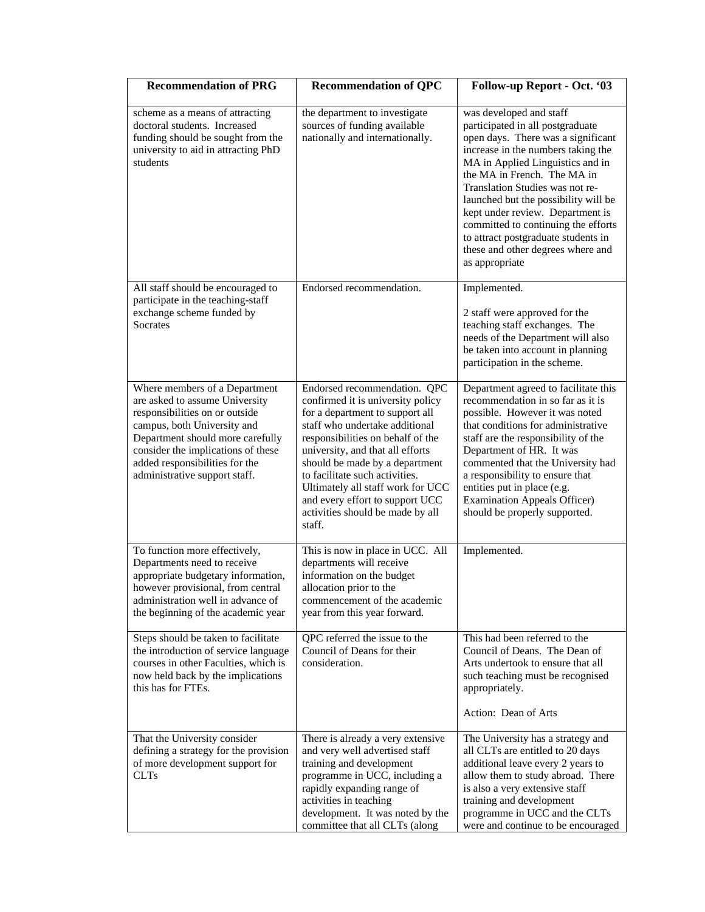| Recommendation of PRG | Recommendation of QPC | Follow-up Report - Oct. '03 |
|---|---|---|
| scheme as a means of attracting doctoral students. Increased funding should be sought from the university to aid in attracting PhD students | the department to investigate sources of funding available nationally and internationally. | was developed and staff participated in all postgraduate open days. There was a significant increase in the numbers taking the MA in Applied Linguistics and in the MA in French. The MA in Translation Studies was not re-launched but the possibility will be kept under review. Department is committed to continuing the efforts to attract postgraduate students in these and other degrees where and as appropriate |
| All staff should be encouraged to participate in the teaching-staff exchange scheme funded by Socrates | Endorsed recommendation. | Implemented.<br><br>2 staff were approved for the teaching staff exchanges. The needs of the Department will also be taken into account in planning participation in the scheme. |
| Where members of a Department are asked to assume University responsibilities on or outside campus, both University and Department should more carefully consider the implications of these added responsibilities for the administrative support staff. | Endorsed recommendation. QPC confirmed it is university policy for a department to support all staff who undertake additional responsibilities on behalf of the university, and that all efforts should be made by a department to facilitate such activities. Ultimately all staff work for UCC and every effort to support UCC activities should be made by all staff. | Department agreed to facilitate this recommendation in so far as it is possible. However it was noted that conditions for administrative staff are the responsibility of the Department of HR. It was commented that the University had a responsibility to ensure that entities put in place (e.g. Examination Appeals Officer) should be properly supported. |
| To function more effectively, Departments need to receive appropriate budgetary information, however provisional, from central administration well in advance of the beginning of the academic year | This is now in place in UCC. All departments will receive information on the budget allocation prior to the commencement of the academic year from this year forward. | Implemented. |
| Steps should be taken to facilitate the introduction of service language courses in other Faculties, which is now held back by the implications this has for FTEs. | QPC referred the issue to the Council of Deans for their consideration. | This had been referred to the Council of Deans. The Dean of Arts undertook to ensure that all such teaching must be recognised appropriately.<br><br>Action: Dean of Arts |
| That the University consider defining a strategy for the provision of more development support for CLTs | There is already a very extensive and very well advertised staff training and development programme in UCC, including a rapidly expanding range of activities in teaching development. It was noted by the committee that all CLTs (along | The University has a strategy and all CLTs are entitled to 20 days additional leave every 2 years to allow them to study abroad. There is also a very extensive staff training and development programme in UCC and the CLTs were and continue to be encouraged |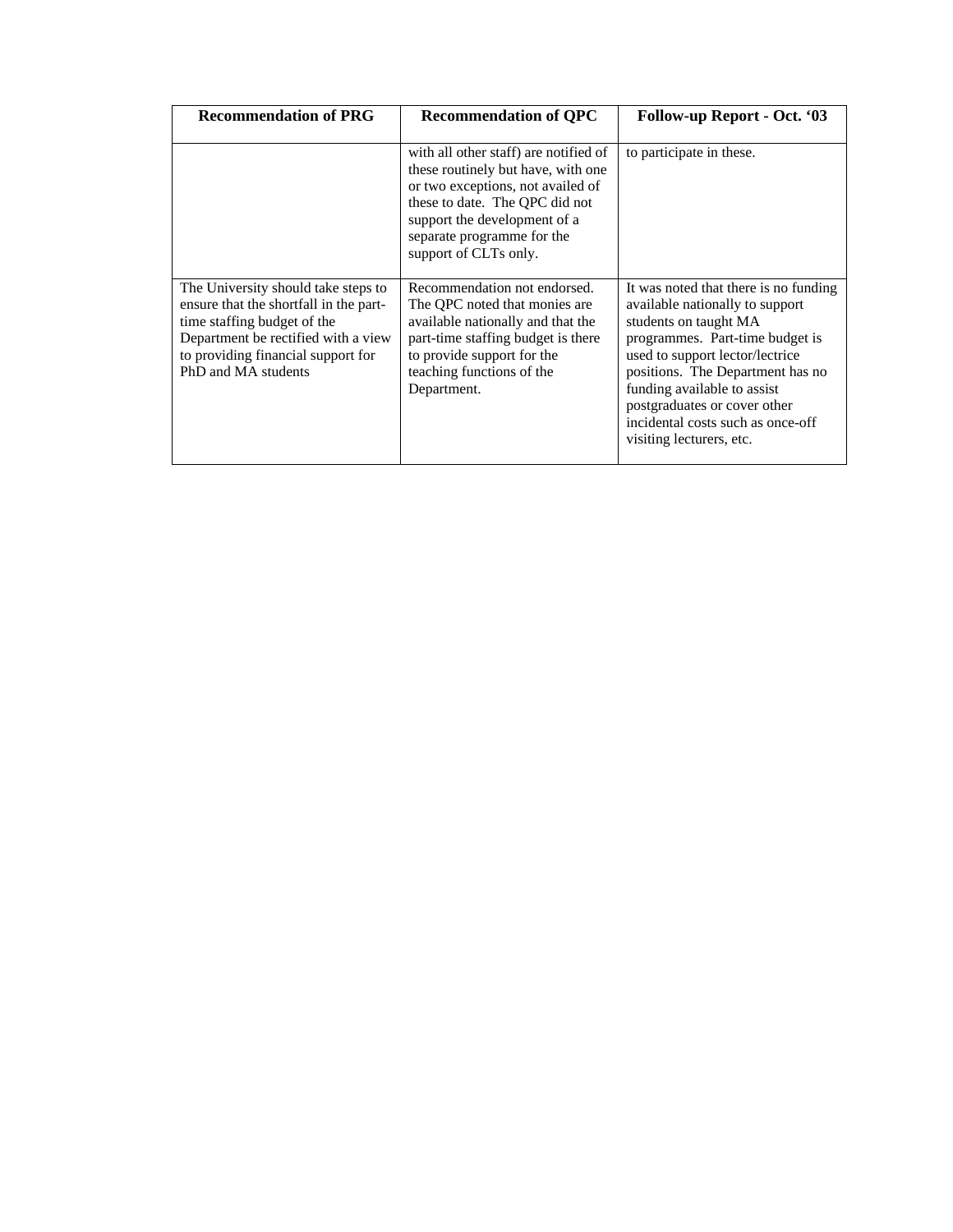| Recommendation of PRG | Recommendation of QPC | Follow-up Report - Oct. '03 |
|---|---|---|
| | with all other staff) are notified of these routinely but have, with one or two exceptions, not availed of these to date. The QPC did not support the development of a separate programme for the support of CLTs only. | to participate in these. |
| The University should take steps to ensure that the shortfall in the part-time staffing budget of the Department be rectified with a view to providing financial support for PhD and MA students | Recommendation not endorsed. The QPC noted that monies are available nationally and that the part-time staffing budget is there to provide support for the teaching functions of the Department. | It was noted that there is no funding available nationally to support students on taught MA programmes. Part-time budget is used to support lector/lectrice positions. The Department has no funding available to assist postgraduates or cover other incidental costs such as once-off visiting lecturers, etc. |